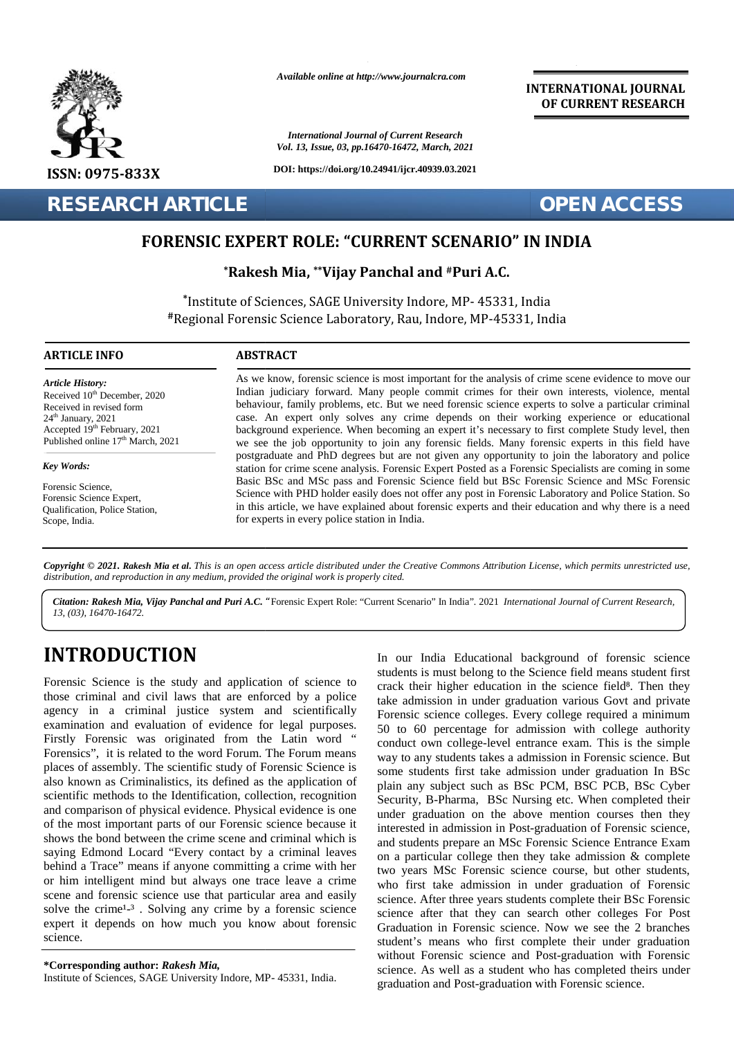*Available online at http://www.journalcra.com*

**INTERNATIONAL JOURNAL OF CURRENT RESEARCH**

*International Journal of Current Research*
*Vol. 13, Issue, 03, pp.16470-16472, March, 2021*

**DOI: https://doi.org/10.24941/ijcr.40939.03.2021**

**ISSN: 0975-833X**

**RESEARCH ARTICLE** **OPEN ACCESS**

# FORENSIC EXPERT ROLE: "CURRENT SCENARIO" IN INDIA

**[*]Rakesh Mia, [**]Vijay Panchal and [#]Puri A.C.**

[*]Institute of Sciences, SAGE University Indore, MP- 45331, India
[#]Regional Forensic Science Laboratory, Rau, Indore, MP-45331, India

## ARTICLE INFO

*Article History:*
Received 10th December, 2020
Received in revised form
24th January, 2021
Accepted 19th February, 2021
Published online 17th March, 2021

*Key Words:*

Forensic Science,
Forensic Science Expert,
Qualification, Police Station,
Scope, India.

## ABSTRACT

As we know, forensic science is most important for the analysis of crime scene evidence to move our Indian judiciary forward. Many people commit crimes for their own interests, violence, mental behaviour, family problems, etc. But we need forensic science experts to solve a particular criminal case. An expert only solves any crime depends on their working experience or educational background experience. When becoming an expert it's necessary to first complete Study level, then we see the job opportunity to join any forensic fields. Many forensic experts in this field have postgraduate and PhD degrees but are not given any opportunity to join the laboratory and police station for crime scene analysis. Forensic Expert Posted as a Forensic Specialists are coming in some Basic BSc and MSc pass and Forensic Science field but BSc Forensic Science and MSc Forensic Science with PHD holder easily does not offer any post in Forensic Laboratory and Police Station. So in this article, we have explained about forensic experts and their education and why there is a need for experts in every police station in India.

***Copyright © 2021. Rakesh Mia et al.*** *This is an open access article distributed under the Creative Commons Attribution License, which permits unrestricted use, distribution, and reproduction in any medium, provided the original work is properly cited.*

***Citation: Rakesh Mia, Vijay Panchal and Puri A.C. "***Forensic Expert Role: "Current Scenario" In India". 2021 *International Journal of Current Research, 13, (03), 16470-16472.*

# INTRODUCTION

Forensic Science is the study and application of science to those criminal and civil laws that are enforced by a police agency in a criminal justice system and scientifically examination and evaluation of evidence for legal purposes. Firstly Forensic was originated from the Latin word " Forensics", it is related to the word Forum. The Forum means places of assembly. The scientific study of Forensic Science is also known as Criminalistics, its defined as the application of scientific methods to the Identification, collection, recognition and comparison of physical evidence. Physical evidence is one of the most important parts of our Forensic science because it shows the bond between the crime scene and criminal which is saying Edmond Locard "Every contact by a criminal leaves behind a Trace" means if anyone committing a crime with her or him intelligent mind but always one trace leave a crime scene and forensic science use that particular area and easily solve the crime[1-3] . Solving any crime by a forensic science expert it depends on how much you know about forensic science.

In our India Educational background of forensic science students is must belong to the Science field means student first crack their higher education in the science field[8]. Then they take admission in under graduation various Govt and private Forensic science colleges. Every college required a minimum 50 to 60 percentage for admission with college authority conduct own college-level entrance exam. This is the simple way to any students takes a admission in Forensic science. But some students first take admission under graduation In BSc plain any subject such as BSc PCM, BSC PCB, BSc Cyber Security, B-Pharma, BSc Nursing etc. When completed their under graduation on the above mention courses then they interested in admission in Post-graduation of Forensic science, and students prepare an MSc Forensic Science Entrance Exam on a particular college then they take admission & complete two years MSc Forensic science course, but other students, who first take admission in under graduation of Forensic science. After three years students complete their BSc Forensic science after that they can search other colleges For Post Graduation in Forensic science. Now we see the 2 branches student's means who first complete their under graduation without Forensic science and Post-graduation with Forensic science. As well as a student who has completed theirs under graduation and Post-graduation with Forensic science.

**\*Corresponding author:** ***Rakesh Mia,***
Institute of Sciences, SAGE University Indore, MP- 45331, India.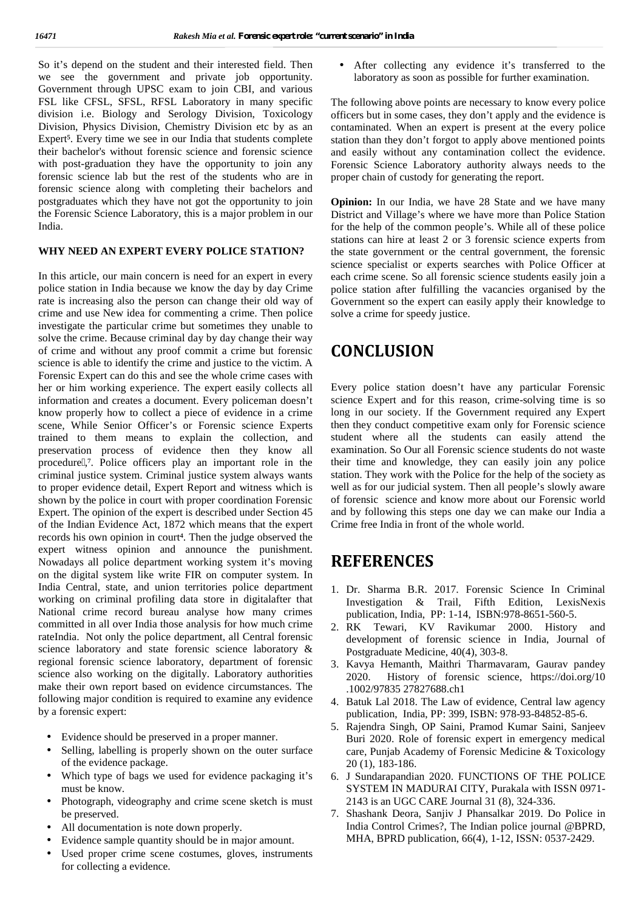So it's depend on the student and their interested field. Then we see the government and private job opportunity. Government through UPSC exam to join CBI, and various FSL like CFSL, SFSL, RFSL Laboratory in many specific division i.e. Biology and Serology Division, Toxicology Division, Physics Division, Chemistry Division etc by as an Expert[5]. Every time we see in our India that students complete their bachelor's without forensic science and forensic science with post-graduation they have the opportunity to join any forensic science lab but the rest of the students who are in forensic science along with completing their bachelors and postgraduates which they have not got the opportunity to join the Forensic Science Laboratory, this is a major problem in our India.

## WHY NEED AN EXPERT EVERY POLICE STATION?

In this article, our main concern is need for an expert in every police station in India because we know the day by day Crime rate is increasing also the person can change their old way of crime and use New idea for commenting a crime. Then police investigate the particular crime but sometimes they unable to solve the crime. Because criminal day by day change their way of crime and without any proof commit a crime but forensic science is able to identify the crime and justice to the victim. A Forensic Expert can do this and see the whole crime cases with her or him working experience. The expert easily collects all information and creates a document. Every policeman doesn't know properly how to collect a piece of evidence in a crime scene, While Senior Officer's or Forensic science Experts trained to them means to explain the collection, and preservation process of evidence then they know all procedure[6,7]. Police officers play an important role in the criminal justice system. Criminal justice system always wants to proper evidence detail, Expert Report and witness which is shown by the police in court with proper coordination Forensic Expert. The opinion of the expert is described under Section 45 of the Indian Evidence Act, 1872 which means that the expert records his own opinion in court[4]. Then the judge observed the expert witness opinion and announce the punishment. Nowadays all police department working system it's moving on the digital system like write FIR on computer system. In India Central, state, and union territories police department working on criminal profiling data store in digitalafter that National crime record bureau analyse how many crimes committed in all over India those analysis for how much crime rateIndia. Not only the police department, all Central forensic science laboratory and state forensic science laboratory & regional forensic science laboratory, department of forensic science also working on the digitally. Laboratory authorities make their own report based on evidence circumstances. The following major condition is required to examine any evidence by a forensic expert:

- Evidence should be preserved in a proper manner.
- Selling, labelling is properly shown on the outer surface of the evidence package.
- Which type of bags we used for evidence packaging it's must be know.
- Photograph, videography and crime scene sketch is must be preserved.
- All documentation is note down properly.
- Evidence sample quantity should be in major amount.
- Used proper crime scene costumes, gloves, instruments for collecting a evidence.
- After collecting any evidence it's transferred to the laboratory as soon as possible for further examination.

The following above points are necessary to know every police officers but in some cases, they don't apply and the evidence is contaminated. When an expert is present at the every police station than they don't forgot to apply above mentioned points and easily without any contamination collect the evidence. Forensic Science Laboratory authority always needs to the proper chain of custody for generating the report.

**Opinion:** In our India, we have 28 State and we have many District and Village's where we have more than Police Station for the help of the common people's. While all of these police stations can hire at least 2 or 3 forensic science experts from the state government or the central government, the forensic science specialist or experts searches with Police Officer at each crime scene. So all forensic science students easily join a police station after fulfilling the vacancies organised by the Government so the expert can easily apply their knowledge to solve a crime for speedy justice.

# CONCLUSION

Every police station doesn't have any particular Forensic science Expert and for this reason, crime-solving time is so long in our society. If the Government required any Expert then they conduct competitive exam only for Forensic science student where all the students can easily attend the examination. So Our all Forensic science students do not waste their time and knowledge, they can easily join any police station. They work with the Police for the help of the society as well as for our judicial system. Then all people's slowly aware of forensic science and know more about our Forensic world and by following this steps one day we can make our India a Crime free India in front of the whole world.

# REFERENCES

1. Dr. Sharma B.R. 2017. Forensic Science In Criminal Investigation & Trail, Fifth Edition, LexisNexis publication, India, PP: 1-14, ISBN:978-8651-560-5.
2. RK Tewari, KV Ravikumar 2000. History and development of forensic science in India, Journal of Postgraduate Medicine, 40(4), 303-8.
3. Kavya Hemanth, Maithri Tharmavaram, Gaurav pandey 2020. History of forensic science, https://doi.org/10.1002/97835 27827688.ch1
4. Batuk Lal 2018. The Law of evidence, Central law agency publication, India, PP: 399, ISBN: 978-93-84852-85-6.
5. Rajendra Singh, OP Saini, Pramod Kumar Saini, Sanjeev Buri 2020. Role of forensic expert in emergency medical care, Punjab Academy of Forensic Medicine & Toxicology 20 (1), 183-186.
6. J Sundarapandian 2020. FUNCTIONS OF THE POLICE SYSTEM IN MADURAI CITY, Purakala with ISSN 0971-2143 is an UGC CARE Journal 31 (8), 324-336.
7. Shashank Deora, Sanjiv J Phansalkar 2019. Do Police in India Control Crimes?, The Indian police journal @BPRD, MHA, BPRD publication, 66(4), 1-12, ISSN: 0537-2429.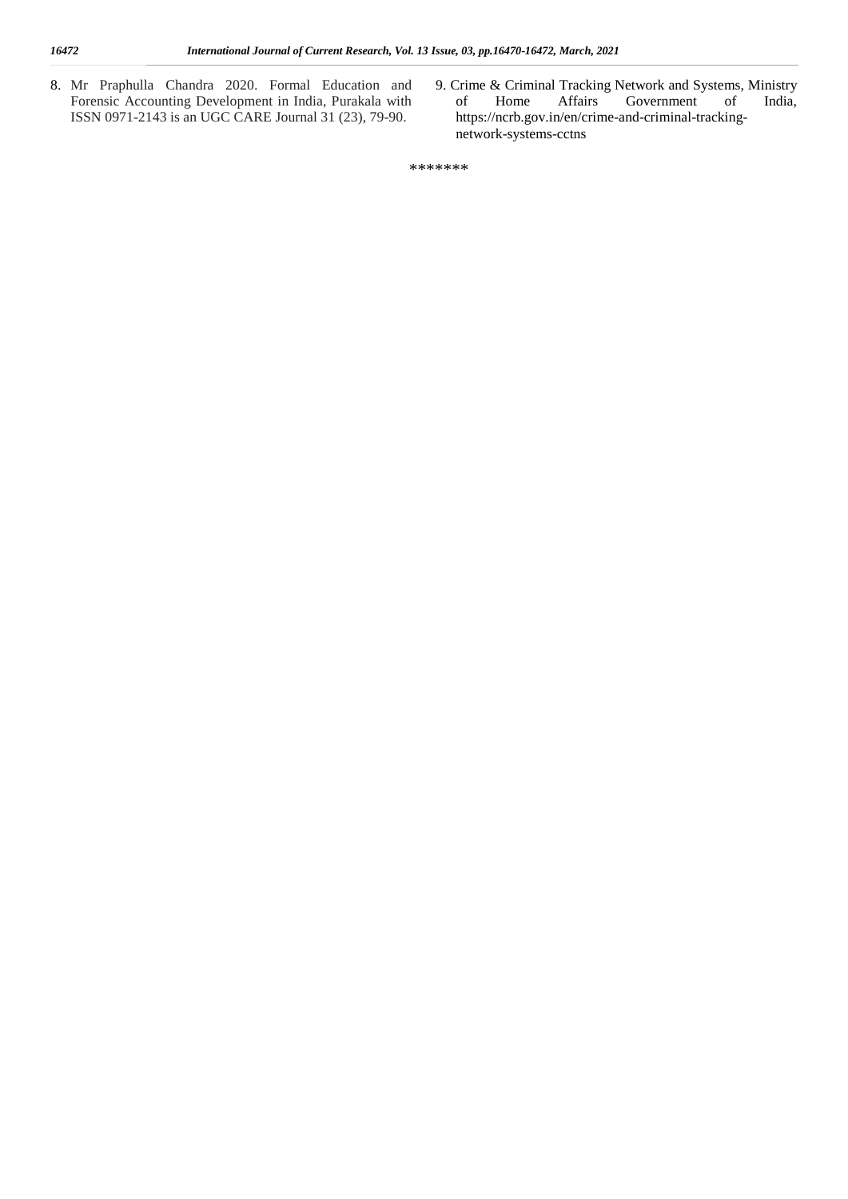8. Mr Praphulla Chandra 2020. Formal Education and Forensic Accounting Development in India, Purakala with ISSN 0971-2143 is an UGC CARE Journal 31 (23), 79-90.
9. Crime & Criminal Tracking Network and Systems, Ministry of Home Affairs Government of India, https://ncrb.gov.in/en/crime-and-criminal-tracking-network-systems-cctns

*******